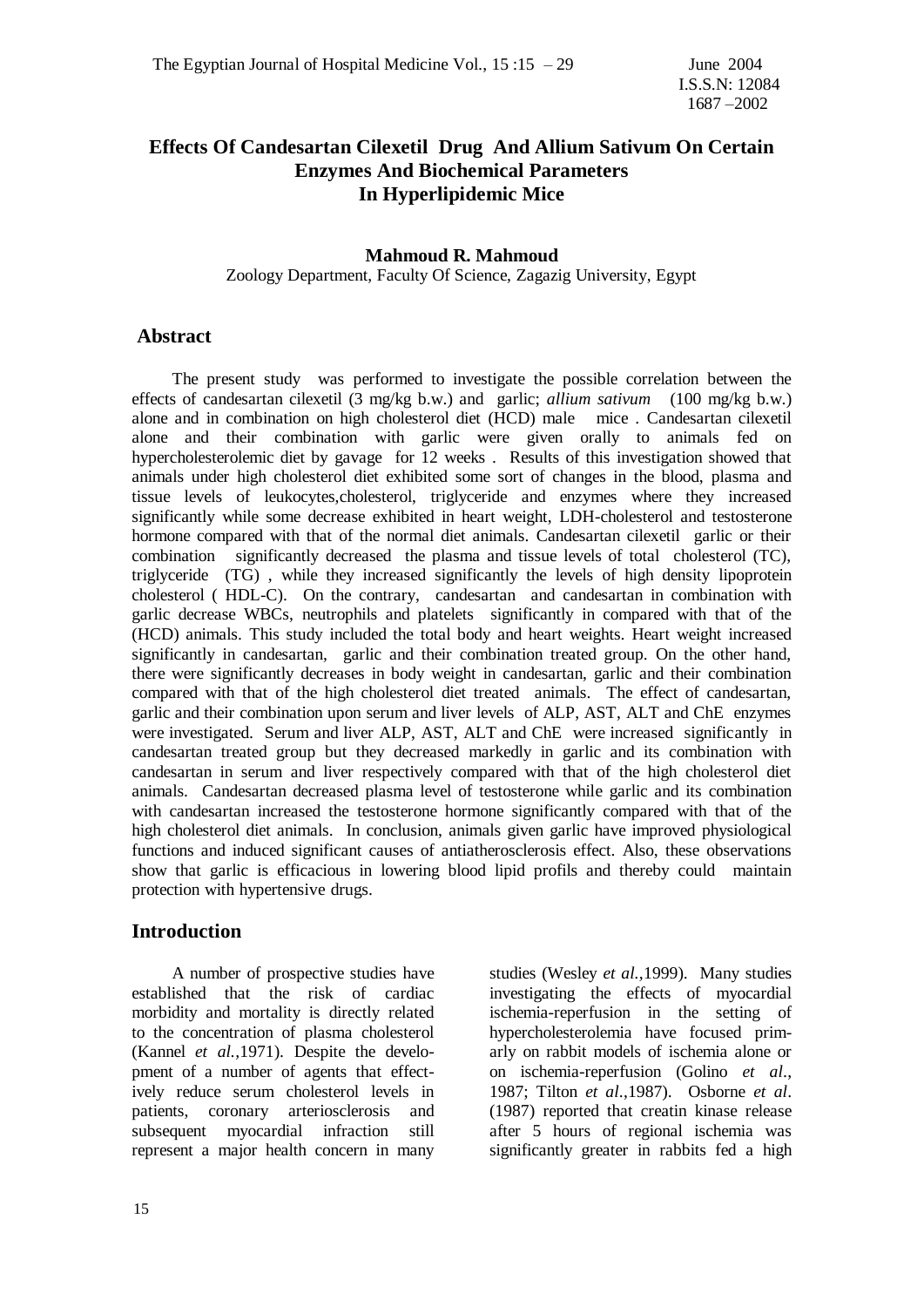# Effects Of Candesartan Cilexetil Drug And Allium Sativum On Certain Enzymes And Biochemical Parameters In Hyperlipidemic Mice

**Mahmoud R. Mahmoud**

Zoology Department, Faculty Of Science, Zagazig University, Egypt

## Abstract

The present study was performed to investigate the possible correlation between the effects of candesartan cilexetil (3 mg/kg b.w.) and garlic; *allium sativum* (100 mg/kg b.w.) alone and in combination on high cholesterol diet (HCD) male mice . Candesartan cilexetil alone and their combination with garlic were given orally to animals fed on hypercholesterolemic diet by gavage for 12 weeks . Results of this investigation showed that animals under high cholesterol diet exhibited some sort of changes in the blood, plasma and tissue levels of leukocytes,cholesterol, triglyceride and enzymes where they increased significantly while some decrease exhibited in heart weight, LDH-cholesterol and testosterone hormone compared with that of the normal diet animals. Candesartan cilexetil garlic or their combination significantly decreased the plasma and tissue levels of total cholesterol (TC), triglyceride (TG) , while they increased significantly the levels of high density lipoprotein cholesterol ( HDL-C). On the contrary, candesartan and candesartan in combination with garlic decrease WBCs, neutrophils and platelets significantly in compared with that of the (HCD) animals. This study included the total body and heart weights. Heart weight increased significantly in candesartan, garlic and their combination treated group. On the other hand, there were significantly decreases in body weight in candesartan, garlic and their combination compared with that of the high cholesterol diet treated animals. The effect of candesartan, garlic and their combination upon serum and liver levels of ALP, AST, ALT and ChE enzymes were investigated. Serum and liver ALP, AST, ALT and ChE were increased significantly in candesartan treated group but they decreased markedly in garlic and its combination with candesartan in serum and liver respectively compared with that of the high cholesterol diet animals. Candesartan decreased plasma level of testosterone while garlic and its combination with candesartan increased the testosterone hormone significantly compared with that of the high cholesterol diet animals. In conclusion, animals given garlic have improved physiological functions and induced significant causes of antiatherosclerosis effect. Also, these observations show that garlic is efficacious in lowering blood lipid profils and thereby could maintain protection with hypertensive drugs.

## Introduction

A number of prospective studies have established that the risk of cardiac morbidity and mortality is directly related to the concentration of plasma cholesterol (Kannel *et al.*,1971). Despite the development of a number of agents that effectively reduce serum cholesterol levels in patients, coronary arteriosclerosis and subsequent myocardial infraction still represent a major health concern in many studies (Wesley *et al.*,1999). Many studies investigating the effects of myocardial ischemia-reperfusion in the setting of hypercholesterolemia have focused primarly on rabbit models of ischemia alone or on ischemia-reperfusion (Golino *et al.*, 1987; Tilton *et al.*,1987). Osborne *et al.* (1987) reported that creatin kinase release after 5 hours of regional ischemia was significantly greater in rabbits fed a high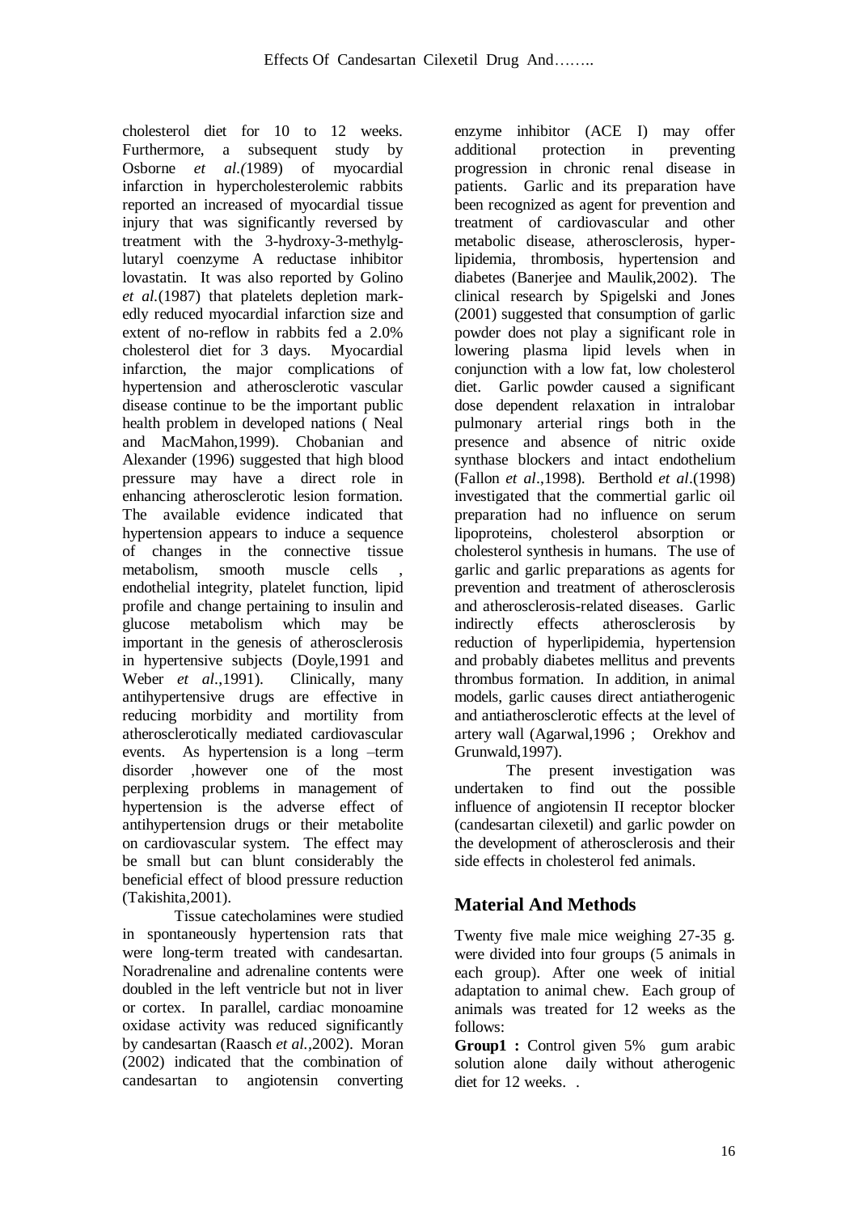cholesterol diet for 10 to 12 weeks. Furthermore, a subsequent study by Osborne *et al.(*1989) of myocardial infarction in hypercholesterolemic rabbits reported an increased of myocardial tissue injury that was significantly reversed by treatment with the 3-hydroxy-3-methylglutaryl coenzyme A reductase inhibitor lovastatin. It was also reported by Golino *et al.*(1987) that platelets depletion markedly reduced myocardial infarction size and extent of no-reflow in rabbits fed a 2.0% cholesterol diet for 3 days. Myocardial infarction, the major complications of hypertension and atherosclerotic vascular disease continue to be the important public health problem in developed nations ( Neal and MacMahon,1999). Chobanian and Alexander (1996) suggested that high blood pressure may have a direct role in enhancing atherosclerotic lesion formation. The available evidence indicated that hypertension appears to induce a sequence of changes in the connective tissue metabolism, smooth muscle cells , endothelial integrity, platelet function, lipid profile and change pertaining to insulin and glucose metabolism which may be important in the genesis of atherosclerosis in hypertensive subjects (Doyle,1991 and Weber *et al*.,1991). Clinically, many antihypertensive drugs are effective in reducing morbidity and mortility from atherosclerotically mediated cardiovascular events. As hypertension is a long –term disorder ,however one of the most perplexing problems in management of hypertension is the adverse effect of antihypertension drugs or their metabolite on cardiovascular system. The effect may be small but can blunt considerably the beneficial effect of blood pressure reduction (Takishita,2001).

Tissue catecholamines were studied in spontaneously hypertension rats that were long-term treated with candesartan. Noradrenaline and adrenaline contents were doubled in the left ventricle but not in liver or cortex. In parallel, cardiac monoamine oxidase activity was reduced significantly by candesartan (Raasch *et al.*,2002). Moran (2002) indicated that the combination of candesartan to angiotensin converting enzyme inhibitor (ACE I) may offer additional protection in preventing progression in chronic renal disease in patients. Garlic and its preparation have been recognized as agent for prevention and treatment of cardiovascular and other metabolic disease, atherosclerosis, hyperlipidemia, thrombosis, hypertension and diabetes (Banerjee and Maulik,2002). The clinical research by Spigelski and Jones (2001) suggested that consumption of garlic powder does not play a significant role in lowering plasma lipid levels when in conjunction with a low fat, low cholesterol diet. Garlic powder caused a significant dose dependent relaxation in intralobar pulmonary arterial rings both in the presence and absence of nitric oxide synthase blockers and intact endothelium (Fallon *et al*.,1998). Berthold *et al*.(1998) investigated that the commertial garlic oil preparation had no influence on serum lipoproteins, cholesterol absorption or cholesterol synthesis in humans. The use of garlic and garlic preparations as agents for prevention and treatment of atherosclerosis and atherosclerosis-related diseases. Garlic indirectly effects atherosclerosis by reduction of hyperlipidemia, hypertension and probably diabetes mellitus and prevents thrombus formation. In addition, in animal models, garlic causes direct antiatherogenic and antiatherosclerotic effects at the level of artery wall (Agarwal,1996 ; Orekhov and Grunwald,1997).

The present investigation was undertaken to find out the possible influence of angiotensin II receptor blocker (candesartan cilexetil) and garlic powder on the development of atherosclerosis and their side effects in cholesterol fed animals.

## Material And Methods

Twenty five male mice weighing 27-35 g. were divided into four groups (5 animals in each group). After one week of initial adaptation to animal chew. Each group of animals was treated for 12 weeks as the follows:

**Group1 :** Control given 5% gum arabic solution alone daily without atherogenic diet for 12 weeks. .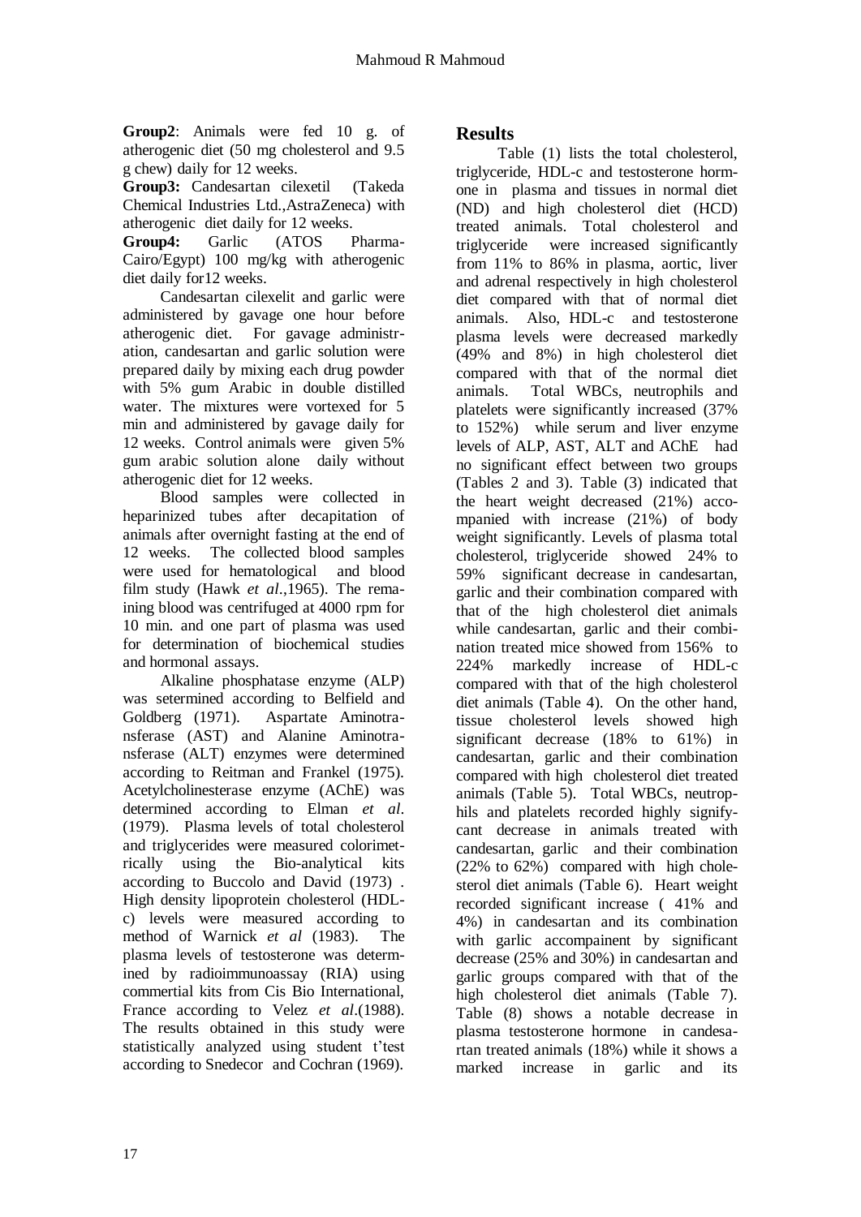**Group2**: Animals were fed 10 g. of atherogenic diet (50 mg cholesterol and 9.5 g chew) daily for 12 weeks.

**Group3:** Candesartan cilexetil (Takeda Chemical Industries Ltd.,AstraZeneca) with atherogenic diet daily for 12 weeks.

**Group4:** Garlic (ATOS Pharma-Cairo/Egypt) 100 mg/kg with atherogenic diet daily for12 weeks.

Candesartan cilexelit and garlic were administered by gavage one hour before atherogenic diet. For gavage administration, candesartan and garlic solution were prepared daily by mixing each drug powder with 5% gum Arabic in double distilled water. The mixtures were vortexed for 5 min and administered by gavage daily for 12 weeks. Control animals were given 5% gum arabic solution alone daily without atherogenic diet for 12 weeks.

Blood samples were collected in heparinized tubes after decapitation of animals after overnight fasting at the end of 12 weeks. The collected blood samples were used for hematological and blood film study (Hawk *et al*.,1965). The remaining blood was centrifuged at 4000 rpm for 10 min. and one part of plasma was used for determination of biochemical studies and hormonal assays.

Alkaline phosphatase enzyme (ALP) was setermined according to Belfield and Goldberg (1971). Aspartate Aminotransferase (AST) and Alanine Aminotransferase (ALT) enzymes were determined according to Reitman and Frankel (1975). Acetylcholinesterase enzyme (AChE) was determined according to Elman *et al*. (1979). Plasma levels of total cholesterol and triglycerides were measured colorimetrically using the Bio-analytical kits according to Buccolo and David (1973) . High density lipoprotein cholesterol (HDL-c) levels were measured according to method of Warnick *et al* (1983). The plasma levels of testosterone was determined by radioimmunoassay (RIA) using commertial kits from Cis Bio International, France according to Velez *et al*.(1988). The results obtained in this study were statistically analyzed using student t'test according to Snedecor and Cochran (1969).

## Results

Table (1) lists the total cholesterol, triglyceride, HDL-c and testosterone hormone in plasma and tissues in normal diet (ND) and high cholesterol diet (HCD) treated animals. Total cholesterol and triglyceride were increased significantly from 11% to 86% in plasma, aortic, liver and adrenal respectively in high cholesterol diet compared with that of normal diet animals. Also, HDL-c and testosterone plasma levels were decreased markedly (49% and 8%) in high cholesterol diet compared with that of the normal diet animals. Total WBCs, neutrophils and platelets were significantly increased (37% to 152%) while serum and liver enzyme levels of ALP, AST, ALT and AChE had no significant effect between two groups (Tables 2 and 3). Table (3) indicated that the heart weight decreased (21%) accompanied with increase (21%) of body weight significantly. Levels of plasma total cholesterol, triglyceride showed 24% to 59% significant decrease in candesartan, garlic and their combination compared with that of the high cholesterol diet animals while candesartan, garlic and their combination treated mice showed from 156% to 224% markedly increase of HDL-c compared with that of the high cholesterol diet animals (Table 4). On the other hand, tissue cholesterol levels showed high significant decrease (18% to 61%) in candesartan, garlic and their combination compared with high cholesterol diet treated animals (Table 5). Total WBCs, neutrophils and platelets recorded highly significant decrease in animals treated with candesartan, garlic and their combination (22% to 62%) compared with high cholesterol diet animals (Table 6). Heart weight recorded significant increase ( 41% and 4%) in candesartan and its combination with garlic accompainent by significant decrease (25% and 30%) in candesartan and garlic groups compared with that of the high cholesterol diet animals (Table 7). Table (8) shows a notable decrease in plasma testosterone hormone in candesartan treated animals (18%) while it shows a marked increase in garlic and its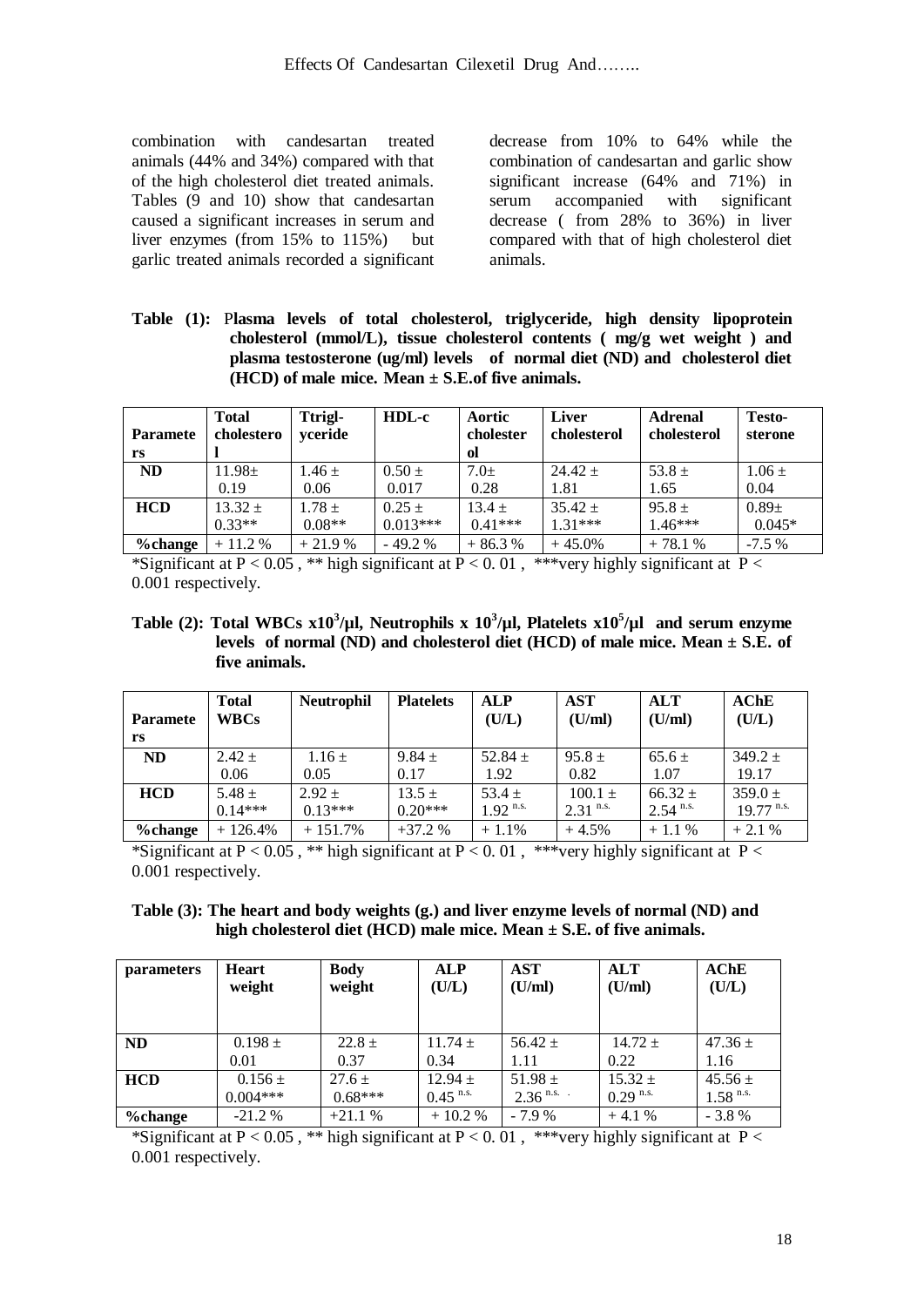combination with candesartan treated animals (44% and 34%) compared with that of the high cholesterol diet treated animals. Tables (9 and 10) show that candesartan caused a significant increases in serum and liver enzymes (from 15% to 115%) but garlic treated animals recorded a significant decrease from 10% to 64% while the combination of candesartan and garlic show significant increase (64% and 71%) in serum accompanied with significant decrease ( from 28% to 36%) in liver compared with that of high cholesterol diet animals.

**Table (1): Plasma levels of total cholesterol, triglyceride, high density lipoprotein cholesterol (mmol/L), tissue cholesterol contents ( mg/g wet weight ) and plasma testosterone (ug/ml) levels of normal diet (ND) and cholesterol diet (HCD) of male mice. Mean ± S.E.of five animals.**

| Parameters | Total cholesterol | Ttriglyceride | HDL-c | Aortic cholesterol | Liver cholesterol | Adrenal cholesterol | Testosterone |
|---|---|---|---|---|---|---|---|
| **ND** | 11.98± 0.19 | 1.46 ± 0.06 | 0.50 ± 0.017 | 7.0± 0.28 | 24.42 ± 1.81 | 53.8 ± 1.65 | 1.06 ± 0.04 |
| **HCD** | 13.32 ± 0.33** | 1.78 ± 0.08** | 0.25 ± 0.013*** | 13.4 ± 0.41*** | 35.42 ± 1.31*** | 95.8 ± 1.46*** | 0.89± 0.045* |
| **%change** | + 11.2 % | + 21.9 % | - 49.2 % | + 86.3 % | + 45.0% | + 78.1 % | -7.5 % |

*Significant at $P < 0.05$ , ** high significant at $P < 0.01$ , ***very highly significant at $P < 0.001$ respectively.

**Table (2): Total WBCs x$10^3$/µl, Neutrophils x $10^3$/µl, Platelets x$10^5$/µl and serum enzyme levels of normal (ND) and cholesterol diet (HCD) of male mice. Mean ± S.E. of five animals.**

| Parameters | Total WBCs | Neutrophil | Platelets | ALP (U/L) | AST (U/ml) | ALT (U/ml) | AChE (U/L) |
|---|---|---|---|---|---|---|---|
| **ND** | 2.42 ± 0.06 | 1.16 ± 0.05 | 9.84 ± 0.17 | 52.84 ± 1.92 | 95.8 ± 0.82 | 65.6 ± 1.07 | 349.2 ± 19.17 |
| **HCD** | 5.48 ± 0.14*** | 2.92 ± 0.13*** | 13.5 ± 0.20*** | 53.4 ± 1.92 n.s. | 100.1 ± 2.31 n.s. | 66.32 ± 2.54 n.s. | 359.0 ± 19.77 n.s. |
| **%change** | + 126.4% | + 151.7% | +37.2 % | + 1.1% | + 4.5% | + 1.1 % | + 2.1 % |

*Significant at $P < 0.05$ , ** high significant at $P < 0.01$ , ***very highly significant at $P < 0.001$ respectively.

**Table (3): The heart and body weights (g.) and liver enzyme levels of normal (ND) and high cholesterol diet (HCD) male mice. Mean ± S.E. of five animals.**

| parameters | Heart weight | Body weight | ALP (U/L) | AST (U/ml) | ALT (U/ml) | AChE (U/L) |
|---|---|---|---|---|---|---|
| **ND** | 0.198 ± 0.01 | 22.8 ± 0.37 | 11.74 ± 0.34 | 56.42 ± 1.11 | 14.72 ± 0.22 | 47.36 ± 1.16 |
| **HCD** | 0.156 ± 0.004*** | 27.6 ± 0.68*** | 12.94 ± 0.45 n.s. | 51.98 ± 2.36 n.s. | 15.32 ± 0.29 n.s. | 45.56 ± 1.58 n.s. |
| **%change** | -21.2 % | +21.1 % | + 10.2 % | - 7.9 % | + 4.1 % | - 3.8 % |

*Significant at $P < 0.05$ , ** high significant at $P < 0.01$ , ***very highly significant at $P < 0.001$ respectively.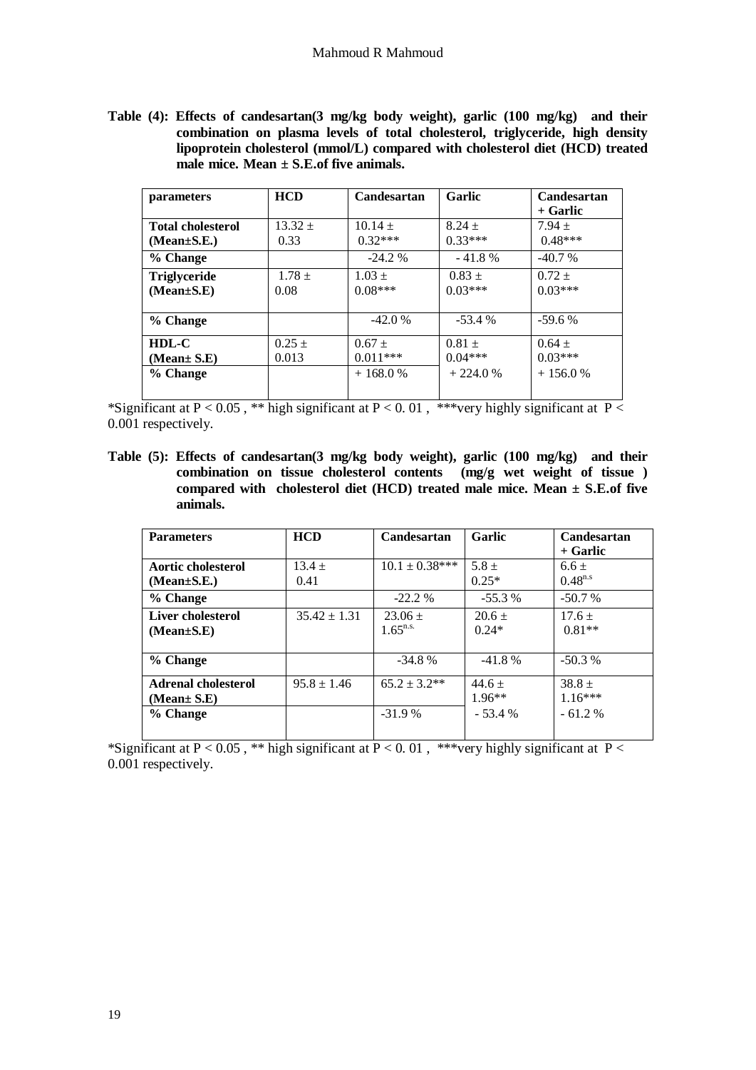**Table (4): Effects of candesartan(3 mg/kg body weight), garlic (100 mg/kg) and their combination on plasma levels of total cholesterol, triglyceride, high density lipoprotein cholesterol (mmol/L) compared with cholesterol diet (HCD) treated male mice. Mean ± S.E.of five animals.**

| parameters | HCD | Candesartan | Garlic | Candesartan + Garlic |
|---|---|---|---|---|
| **Total cholesterol (Mean±S.E.)** | 13.32 ± 0.33 | 10.14 ± 0.32*** | 8.24 ± 0.33*** | 7.94 ± 0.48*** |
| **% Change** | | -24.2 % | - 41.8 % | -40.7 % |
| **Triglyceride (Mean±S.E)** | 1.78 ± 0.08 | 1.03 ± 0.08*** | 0.83 ± 0.03*** | 0.72 ± 0.03*** |
| **% Change** | | -42.0 % | -53.4 % | -59.6 % |
| **HDL-C (Mean± S.E)** | 0.25 ± 0.013 | 0.67 ± 0.011*** | 0.81 ± 0.04*** | 0.64 ± 0.03*** |
| **% Change** | | + 168.0 % | + 224.0 % | + 156.0 % |

*Significant at $P < 0.05$ , ** high significant at $P < 0.01$ , ***very highly significant at $P < 0.001$ respectively.

**Table (5): Effects of candesartan(3 mg/kg body weight), garlic (100 mg/kg) and their combination on tissue cholesterol contents (mg/g wet weight of tissue ) compared with cholesterol diet (HCD) treated male mice. Mean ± S.E.of five animals.**

| Parameters | HCD | Candesartan | Garlic | Candesartan + Garlic |
|---|---|---|---|---|
| **Aortic cholesterol (Mean±S.E.)** | 13.4 ± 0.41 | 10.1 ± 0.38*** | 5.8 ± 0.25* | 6.6 ± 0.48$^{n.s}$ |
| **% Change** | | -22.2 % | -55.3 % | -50.7 % |
| **Liver cholesterol (Mean±S.E)** | 35.42 ± 1.31 | 23.06 ± 1.65$^{n.s.}$ | 20.6 ± 0.24* | 17.6 ± 0.81** |
| **% Change** | | -34.8 % | -41.8 % | -50.3 % |
| **Adrenal cholesterol (Mean± S.E)** | 95.8 ± 1.46 | 65.2 ± 3.2** | 44.6 ± 1.96** | 38.8 ± 1.16*** |
| **% Change** | | -31.9 % | - 53.4 % | - 61.2 % |

*Significant at $P < 0.05$ , ** high significant at $P < 0.01$ , ***very highly significant at $P < 0.001$ respectively.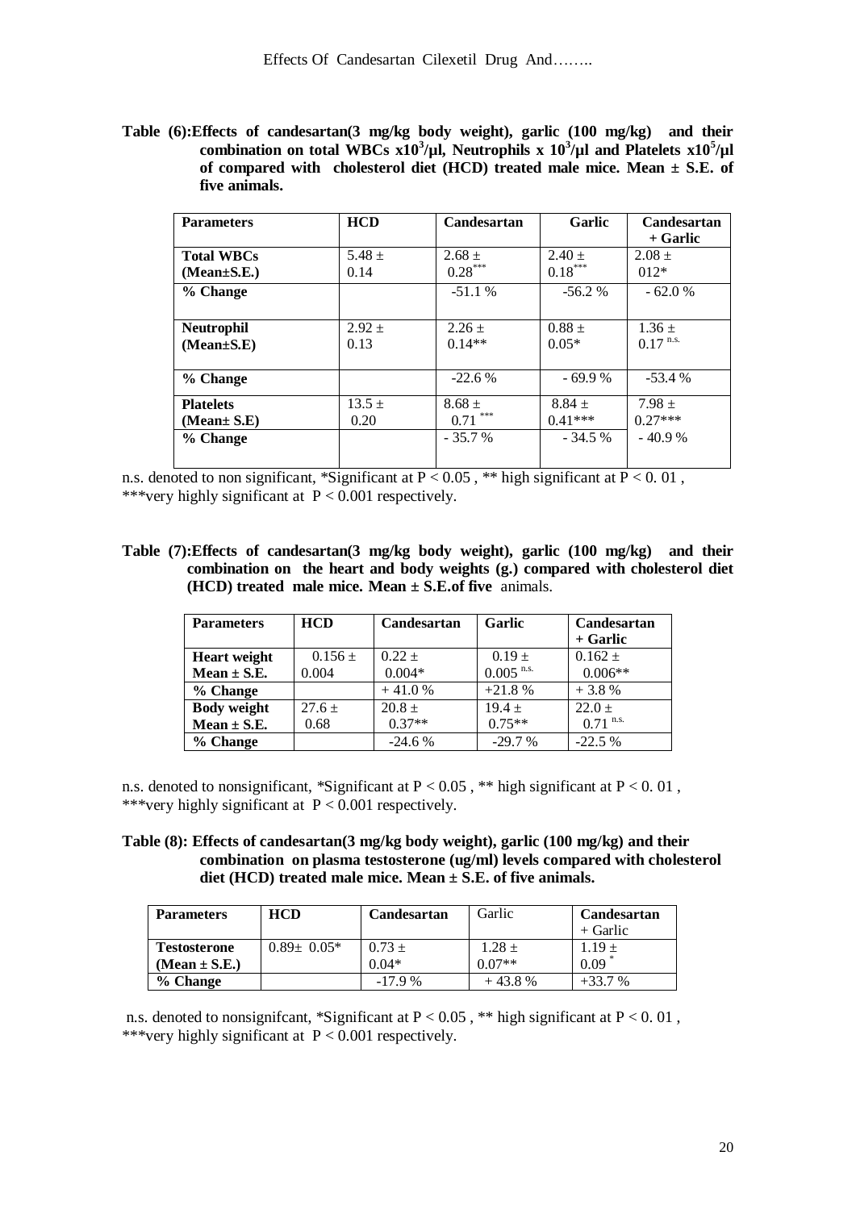**Table (6):Effects of candesartan(3 mg/kg body weight), garlic (100 mg/kg) and their combination on total WBCs x$10^3$/µl, Neutrophils x $10^3$/µl and Platelets x$10^5$/µl of compared with cholesterol diet (HCD) treated male mice. Mean ± S.E. of five animals.**

| Parameters | HCD | Candesartan | Garlic | Candesartan + Garlic |
|---|---|---|---|---|
| **Total WBCs (Mean±S.E.)** | 5.48 ± 0.14 | 2.68 ± 0.28*** | 2.40 ± 0.18*** | 2.08 ± 012* |
| **% Change** | | -51.1 % | -56.2 % | - 62.0 % |
| **Neutrophil (Mean±S.E)** | 2.92 ± 0.13 | 2.26 ± 0.14** | 0.88 ± 0.05* | 1.36 ± 0.17 n.s. |
| **% Change** | | -22.6 % | - 69.9 % | -53.4 % |
| **Platelets (Mean± S.E)** | 13.5 ± 0.20 | 8.68 ± 0.71 *** | 8.84 ± 0.41*** | 7.98 ± 0.27*** |
| **% Change** | | - 35.7 % | - 34.5 % | - 40.9 % |

n.s. denoted to non significant, *Significant at $P < 0.05$ , ** high significant at $P < 0.01$ , ***very highly significant at $P < 0.001$ respectively.

**Table (7):Effects of candesartan(3 mg/kg body weight), garlic (100 mg/kg) and their combination on the heart and body weights (g.) compared with cholesterol diet (HCD) treated male mice. Mean ± S.E.of five** animals.

| Parameters | HCD | Candesartan | Garlic | Candesartan + Garlic |
|---|---|---|---|---|
| **Heart weight Mean ± S.E.** | 0.156 ± 0.004 | 0.22 ± 0.004* | 0.19 ± 0.005 n.s. | 0.162 ± 0.006** |
| **% Change** | | + 41.0 % | +21.8 % | + 3.8 % |
| **Body weight Mean ± S.E.** | 27.6 ± 0.68 | 20.8 ± 0.37** | 19.4 ± 0.75** | 22.0 ± 0.71 n.s. |
| **% Change** | | -24.6 % | -29.7 % | -22.5 % |

n.s. denoted to nonsignificant, *Significant at $P < 0.05$ , ** high significant at $P < 0.01$ , ***very highly significant at $P < 0.001$ respectively.

**Table (8): Effects of candesartan(3 mg/kg body weight), garlic (100 mg/kg) and their combination on plasma testosterone (ug/ml) levels compared with cholesterol diet (HCD) treated male mice. Mean ± S.E. of five animals.**

| Parameters | HCD | Candesartan | Garlic | Candesartan + Garlic |
|---|---|---|---|---|
| **Testosterone (Mean ± S.E.)** | 0.89± 0.05* | 0.73 ± 0.04* | 1.28 ± 0.07** | 1.19 ± 0.09 * |
| **% Change** | | -17.9 % | + 43.8 % | +33.7 % |

n.s. denoted to nonsignifcant, *Significant at $P < 0.05$ , ** high significant at $P < 0.01$ , ***very highly significant at $P < 0.001$ respectively.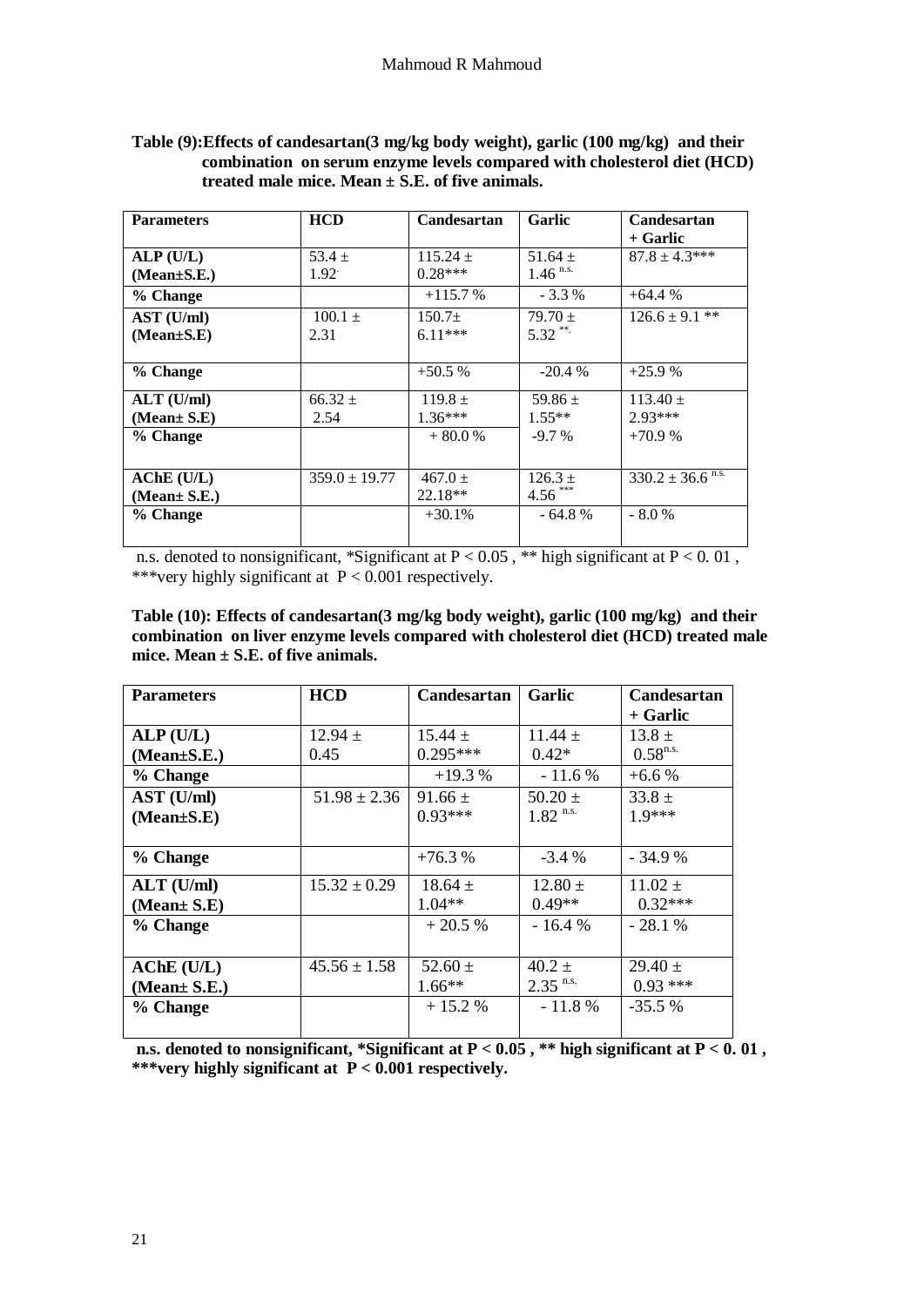**Table (9):Effects of candesartan(3 mg/kg body weight), garlic (100 mg/kg) and their combination on serum enzyme levels compared with cholesterol diet (HCD) treated male mice. Mean ± S.E. of five animals.**

| Parameters | HCD | Candesartan | Garlic | Candesartan + Garlic |
|---|---|---|---|---|
| ALP (U/L) (Mean±S.E.) | 53.4 ± 1.92 | 115.24 ± 0.28*** | 51.64 ± 1.46 $^{n.s.}$ | 87.8 ± 4.3*** |
| % Change | | +115.7 % | - 3.3 % | +64.4 % |
| AST (U/ml) (Mean±S.E) | 100.1 ± 2.31 | 150.7± 6.11*** | 79.70 ± 5.32 ** | 126.6 ± 9.1 ** |
| % Change | | +50.5 % | -20.4 % | +25.9 % |
| ALT (U/ml) (Mean± S.E) | 66.32 ± 2.54 | 119.8 ± 1.36*** | 59.86 ± 1.55** | 113.40 ± 2.93*** |
| % Change | | + 80.0 % | -9.7 % | +70.9 % |
| AChE (U/L) (Mean± S.E.) | 359.0 ± 19.77 | 467.0 ± 22.18** | 126.3 ± 4.56 *** | 330.2 ± 36.6 $^{n.s.}$ |
| % Change | | +30.1% | - 64.8 % | - 8.0 % |

n.s. denoted to nonsignificant, *Significant at $P < 0.05$ , ** high significant at $P < 0.01$ , ***very highly significant at $P < 0.001$ respectively.

**Table (10): Effects of candesartan(3 mg/kg body weight), garlic (100 mg/kg) and their combination on liver enzyme levels compared with cholesterol diet (HCD) treated male mice. Mean ± S.E. of five animals.**

| Parameters | HCD | Candesartan | Garlic | Candesartan + Garlic |
|---|---|---|---|---|
| ALP (U/L) (Mean±S.E.) | 12.94 ± 0.45 | 15.44 ± 0.295*** | 11.44 ± 0.42* | 13.8 ± 0.58 $^{n.s.}$ |
| % Change | | +19.3 % | - 11.6 % | +6.6 % |
| AST (U/ml) (Mean±S.E) | 51.98 ± 2.36 | 91.66 ± 0.93*** | 50.20 ± 1.82 $^{n.s.}$ | 33.8 ± 1.9*** |
| % Change | | +76.3 % | -3.4 % | - 34.9 % |
| ALT (U/ml) (Mean± S.E) | 15.32 ± 0.29 | 18.64 ± 1.04** | 12.80 ± 0.49** | 11.02 ± 0.32*** |
| % Change | | + 20.5 % | - 16.4 % | - 28.1 % |
| AChE (U/L) (Mean± S.E.) | 45.56 ± 1.58 | 52.60 ± 1.66** | 40.2 ± 2.35 $^{n.s.}$ | 29.40 ± 0.93 *** |
| % Change | | + 15.2 % | - 11.8 % | -35.5 % |

**n.s. denoted to nonsignificant, *Significant at $P < 0.05$ , ** high significant at $P < 0.01$ , ***very highly significant at $P < 0.001$ respectively.**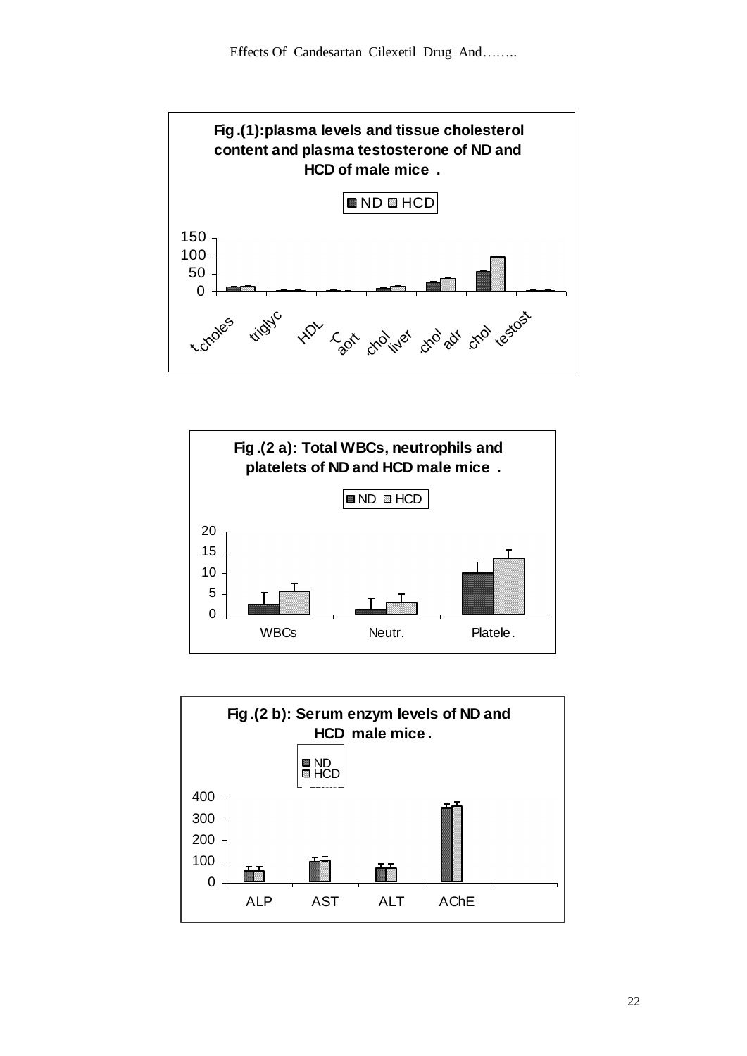**Fig.(1): plasma levels and tissue cholesterol content and plasma testosterone of ND and HCD of male mice.**

**Fig.(2 a): Total WBCs, neutrophils and platelets of ND and HCD male mice.**

**Fig.(2 b): Serum enzym levels of ND and HCD male mice.**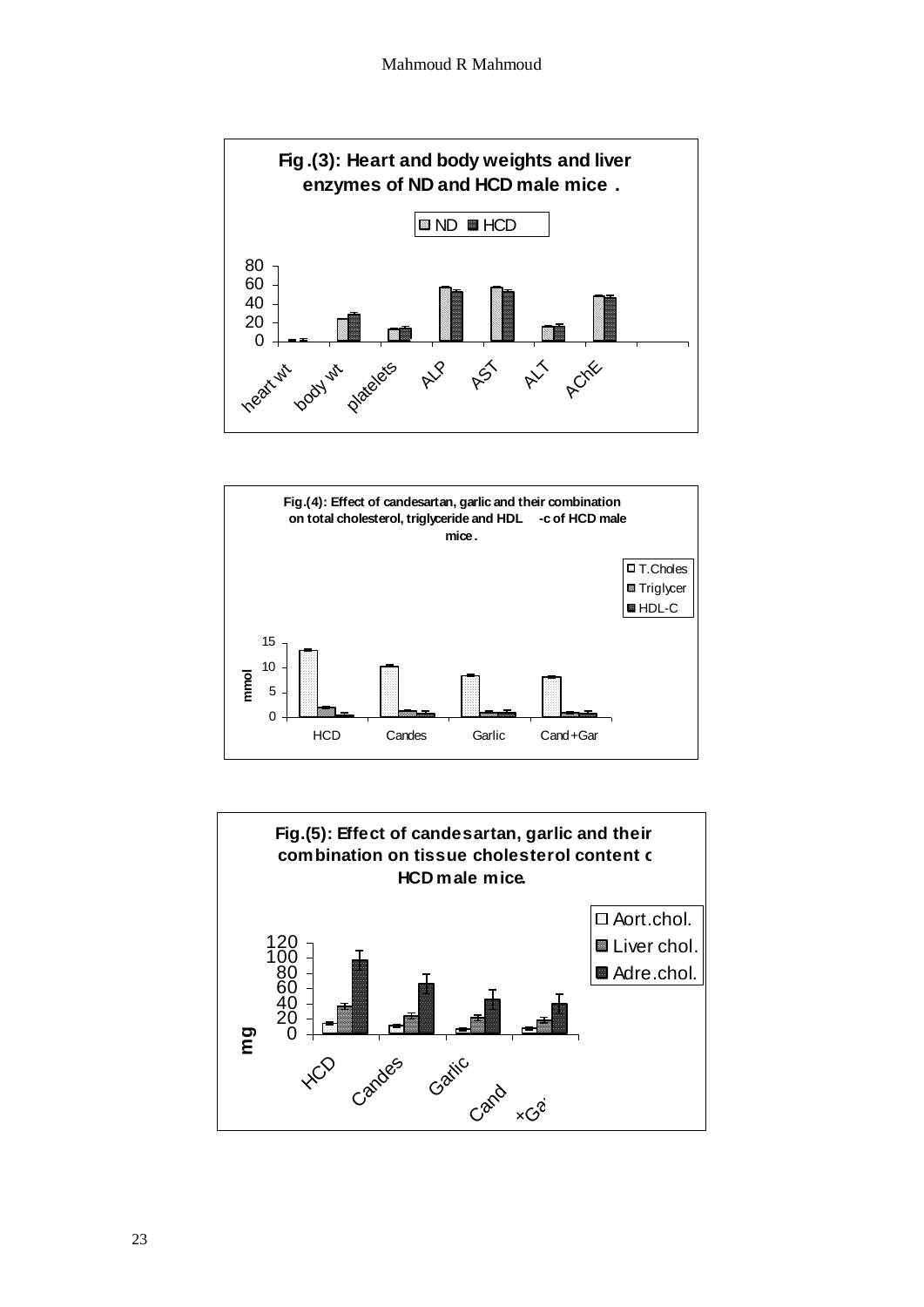**Fig.(3): Heart and body weights and liver enzymes of ND and HCD male mice .**

**Fig.(4): Effect of candesartan, garlic and their combination on total cholesterol, triglyceride and HDL -c of HCD male mice.**

**Fig.(5): Effect of candesartan, garlic and their combination on tissue cholesterol content of HCD male mice.**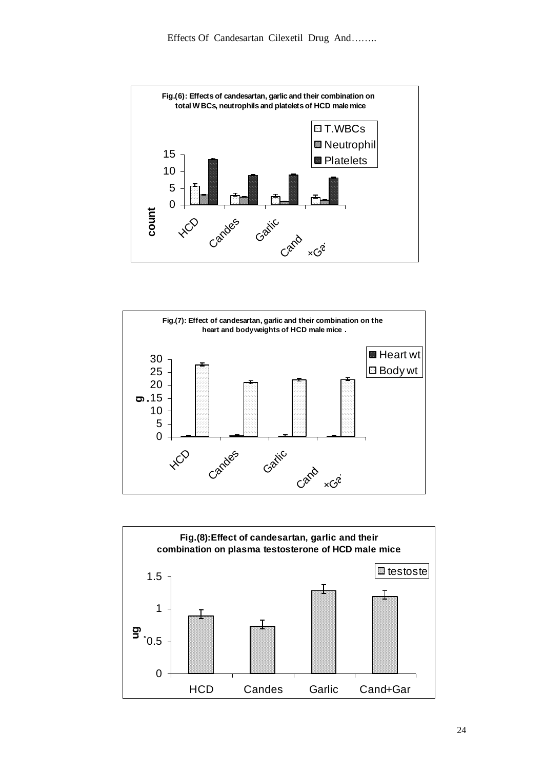**Fig.(6): Effects of candesartan, garlic and their combination on total WBCs, neutrophils and platelets of HCD male mice**

**Fig.(7): Effect of candesartan, garlic and their combination on the heart and bodyweights of HCD male mice .**

**Fig.(8):Effect of candesartan, garlic and their combination on plasma testosterone of HCD male mice**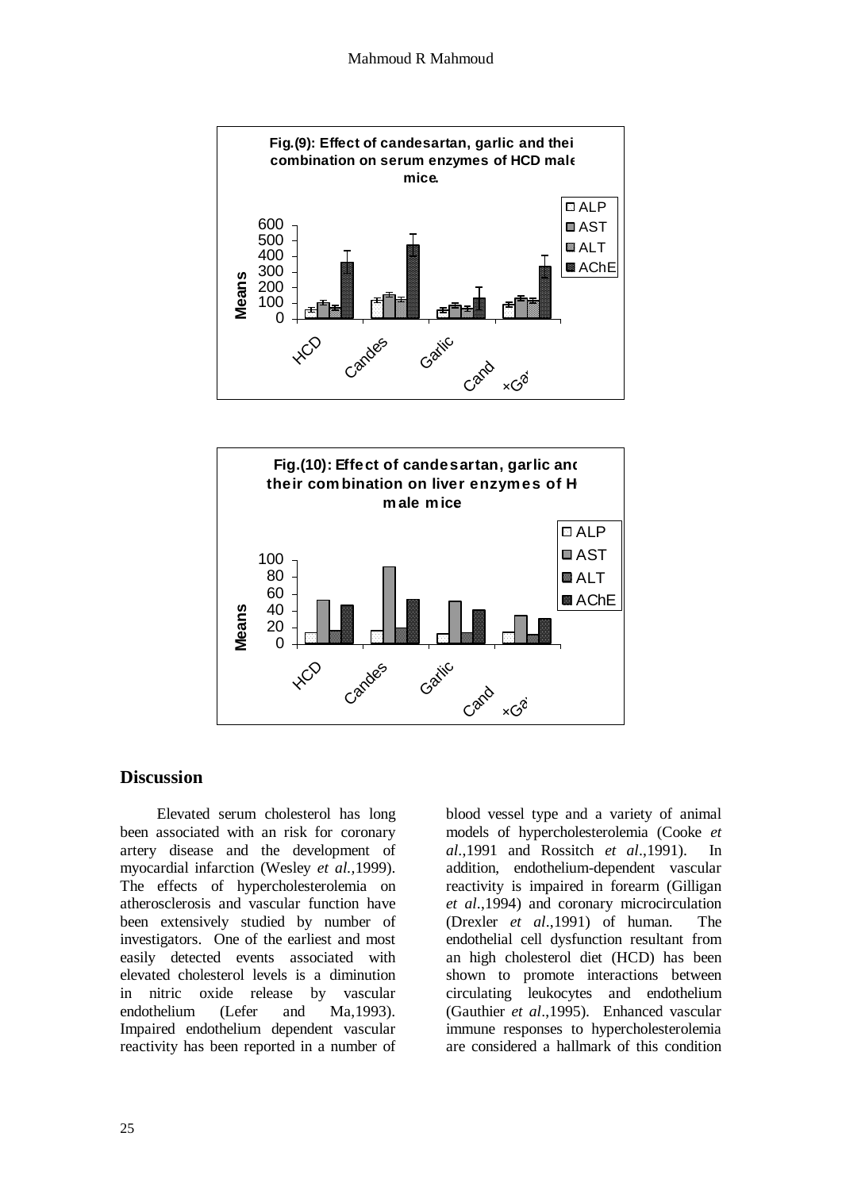**Fig.(9): Effect of candesartan, garlic and their combination on serum enzymes of HCD male mice.**

**Fig.(10): Effect of candesartan, garlic and their combination on liver enzymes of HCD male mice**

## Discussion

Elevated serum cholesterol has long been associated with an risk for coronary artery disease and the development of myocardial infarction (Wesley *et al.*,1999). The effects of hypercholesterolemia on atherosclerosis and vascular function have been extensively studied by number of investigators. One of the earliest and most easily detected events associated with elevated cholesterol levels is a diminution in nitric oxide release by vascular endothelium (Lefer and Ma,1993). Impaired endothelium dependent vascular reactivity has been reported in a number of blood vessel type and a variety of animal models of hypercholesterolemia (Cooke *et al*.,1991 and Rossitch *et al*.,1991). In addition, endothelium-dependent vascular reactivity is impaired in forearm (Gilligan *et al*.,1994) and coronary microcirculation (Drexler *et al*.,1991) of human. The endothelial cell dysfunction resultant from an high cholesterol diet (HCD) has been shown to promote interactions between circulating leukocytes and endothelium (Gauthier *et al*.,1995). Enhanced vascular immune responses to hypercholesterolemia are considered a hallmark of this condition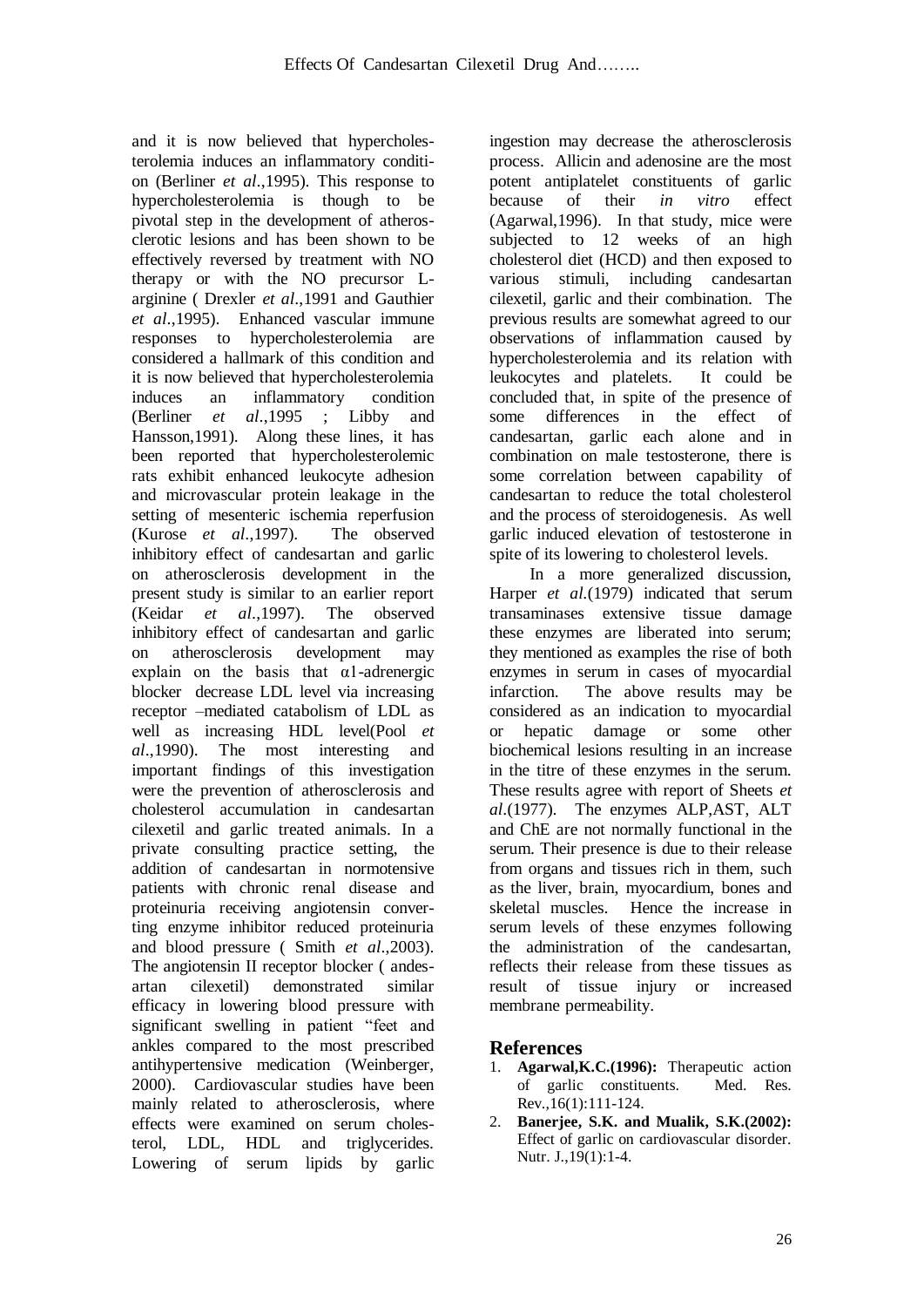and it is now believed that hypercholesterolemia induces an inflammatory condition (Berliner *et al*.,1995). This response to hypercholesterolemia is though to be pivotal step in the development of atherosclerotic lesions and has been shown to be effectively reversed by treatment with NO therapy or with the NO precursor L-arginine ( Drexler *et al*.,1991 and Gauthier *et al*.,1995). Enhanced vascular immune responses to hypercholesterolemia are considered a hallmark of this condition and it is now believed that hypercholesterolemia induces an inflammatory condition (Berliner *et al*.,1995 ; Libby and Hansson,1991). Along these lines, it has been reported that hypercholesterolemic rats exhibit enhanced leukocyte adhesion and microvascular protein leakage in the setting of mesenteric ischemia reperfusion (Kurose *et al*.,1997). The observed inhibitory effect of candesartan and garlic on atherosclerosis development in the present study is similar to an earlier report (Keidar *et al*.,1997). The observed inhibitory effect of candesartan and garlic on atherosclerosis development may explain on the basis that α1-adrenergic blocker decrease LDL level via increasing receptor –mediated catabolism of LDL as well as increasing HDL level(Pool *et al*.,1990). The most interesting and important findings of this investigation were the prevention of atherosclerosis and cholesterol accumulation in candesartan cilexetil and garlic treated animals. In a private consulting practice setting, the addition of candesartan in normotensive patients with chronic renal disease and proteinuria receiving angiotensin converting enzyme inhibitor reduced proteinuria and blood pressure ( Smith *et al*.,2003). The angiotensin II receptor blocker ( andesartan cilexetil) demonstrated similar efficacy in lowering blood pressure with significant swelling in patient "feet and ankles compared to the most prescribed antihypertensive medication (Weinberger, 2000). Cardiovascular studies have been mainly related to atherosclerosis, where effects were examined on serum cholesterol, LDL, HDL and triglycerides. Lowering of serum lipids by garlic ingestion may decrease the atherosclerosis process. Allicin and adenosine are the most potent antiplatelet constituents of garlic because of their *in vitro* effect (Agarwal,1996). In that study, mice were subjected to 12 weeks of an high cholesterol diet (HCD) and then exposed to various stimuli, including candesartan cilexetil, garlic and their combination. The previous results are somewhat agreed to our observations of inflammation caused by hypercholesterolemia and its relation with leukocytes and platelets. It could be concluded that, in spite of the presence of some differences in the effect of candesartan, garlic each alone and in combination on male testosterone, there is some correlation between capability of candesartan to reduce the total cholesterol and the process of steroidogenesis. As well garlic induced elevation of testosterone in spite of its lowering to cholesterol levels.

In a more generalized discussion, Harper *et al.*(1979) indicated that serum transaminases extensive tissue damage these enzymes are liberated into serum; they mentioned as examples the rise of both enzymes in serum in cases of myocardial infarction. The above results may be considered as an indication to myocardial or hepatic damage or some other biochemical lesions resulting in an increase in the titre of these enzymes in the serum. These results agree with report of Sheets *et al*.(1977). The enzymes ALP,AST, ALT and ChE are not normally functional in the serum. Their presence is due to their release from organs and tissues rich in them, such as the liver, brain, myocardium, bones and skeletal muscles. Hence the increase in serum levels of these enzymes following the administration of the candesartan, reflects their release from these tissues as result of tissue injury or increased membrane permeability.

## References

1. **Agarwal,K.C.(1996):** Therapeutic action of garlic constituents. Med. Res. Rev.,16(1):111-124.
2. **Banerjee, S.K. and Mualik, S.K.(2002):** Effect of garlic on cardiovascular disorder. Nutr. J.,19(1):1-4.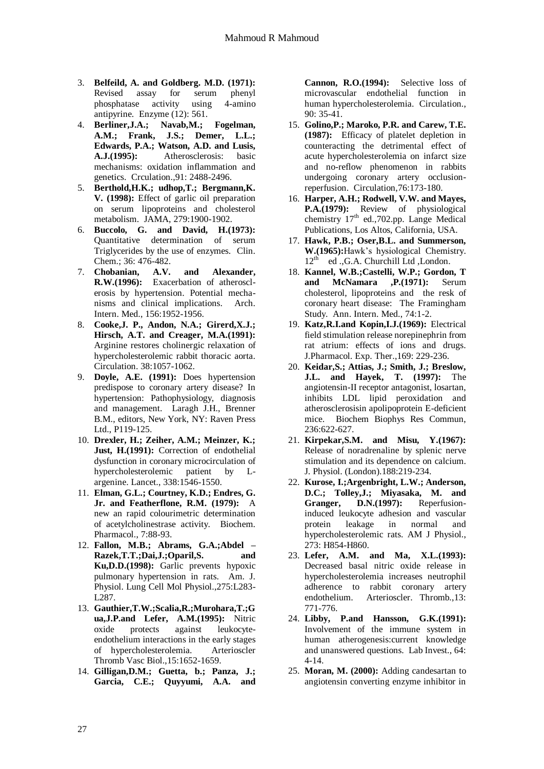3. **Belfeild, A. and Goldberg. M.D. (1971):** Revised assay for serum phenyl phosphatase activity using 4-amino antipyrine. Enzyme (12): 561.
4. **Berliner,J.A.; Navab,M.; Fogelman, A.M.; Frank, J.S.; Demer, L.L.; Edwards, P.A.; Watson, A.D. and Lusis, A.J.(1995):** Atherosclerosis: basic mechanisms: oxidation inflammation and genetics. Crculation.,91: 2488-2496.
5. **Berthold,H.K.; udhop,T.; Bergmann,K. V. (1998):** Effect of garlic oil preparation on serum lipoproteins and cholesterol metabolism. JAMA, 279:1900-1902.
6. **Buccolo, G. and David, H.(1973):** Quantitative determination of serum Triglycerides by the use of enzymes. Clin. Chem.; 36: 476-482.
7. **Chobanian, A.V. and Alexander, R.W.(1996):** Exacerbation of atheroscl-erosis by hypertension. Potential mecha-nisms and clinical implications. Arch. Intern. Med., 156:1952-1956.
8. **Cooke,J. P., Andon, N.A.; Girerd,X.J.; Hirsch, A.T. and Creager, M.A.(1991):** Arginine restores cholinergic relaxation of hypercholesterolemic rabbit thoracic aorta. Circulation. 38:1057-1062.
9. **Doyle, A.E. (1991):** Does hypertension predispose to coronary artery disease? In hypertension: Pathophysiology, diagnosis and management. Laragh J.H., Brenner B.M., editors, New York, NY: Raven Press Ltd., P119-125.
10. **Drexler, H.; Zeiher, A.M.; Meinzer, K.; Just, H.(1991):** Correction of endothelial dysfunction in coronary microcirculation of hypercholesterolemic patient by L-argenine. Lancet., 338:1546-1550.
11. **Elman, G.L.; Courtney, K.D.; Endres, G. Jr. and Featherflone, R.M. (1979):** A new an rapid colourimetric determination of acetylcholinestrase activity. Biochem. Pharmacol., 7:88-93.
12. **Fallon, M.B.; Abrams, G.A.;Abdel – Razek,T.T.;Dai,J.;Oparil,S. and Ku,D.D.(1998):** Garlic prevents hypoxic pulmonary hypertension in rats. Am. J. Physiol. Lung Cell Mol Physiol.,275:L283-L287.
13. **Gauthier,T.W.;Scalia,R.;Murohara,T.;Gua,J.P.and Lefer, A.M.(1995):** Nitric oxide protects against leukocyte-endothelium interactions in the early stages of hypercholesterolemia. Arterioscler Thromb Vasc Biol.,15:1652-1659.
14. **Gilligan,D.M.; Guetta, b.; Panza, J.; Garcia, C.E.; Quyyumi, A.A. and Cannon, R.O.(1994):** Selective loss of microvascular endothelial function in human hypercholesterolemia. Circulation., 90: 35-41.
15. **Golino,P.; Maroko, P.R. and Carew, T.E. (1987):** Efficacy of platelet depletion in counteracting the detrimental effect of acute hypercholesterolemia on infarct size and no-reflow phenomenon in rabbits undergoing coronary artery occlusion-reperfusion. Circulation,76:173-180.
16. **Harper, A.H.; Rodwell, V.W. and Mayes, P.A.(1979):** Review of physiological chemistry 17th ed.,702.pp. Lange Medical Publications, Los Altos, California, USA.
17. **Hawk, P.B.; Oser,B.L. and Summerson, W.(1965):**Hawk's hysiological Chemistry. 12th ed .,G.A. Churchill Ltd ,London.
18. **Kannel, W.B.;Castelli, W.P.; Gordon, T and McNamara ,P.(1971):** Serum cholesterol, lipoproteins and the resk of coronary heart disease: The Framingham Study. Ann. Intern. Med., 74:1-2.
19. **Katz,R.I.and Kopin,I.J.(1969):** Electrical field stimulation release norepinephrin from rat atrium: effects of ions and drugs. J.Pharmacol. Exp. Ther.,169: 229-236.
20. **Keidar,S.; Attias, J.; Smith, J.; Breslow, J.L. and Hayek, T. (1997):** The angiotensin-II receptor antagonist, losartan, inhibits LDL lipid peroxidation and atherosclerosisin apolipoprotein E-deficient mice. Biochem Biophys Res Commun, 236:622-627.
21. **Kirpekar,S.M. and Misu, Y.(1967):** Release of noradrenaline by splenic nerve stimulation and its dependence on calcium. J. Physiol. (London).188:219-234.
22. **Kurose, I.;Argenbright, L.W.; Anderson, D.C.; Tolley,J.; Miyasaka, M. and Granger, D.N.(1997):** Reperfusion-induced leukocyte adhesion and vascular protein leakage in normal and hypercholesterolemic rats. AM J Physiol., 273: H854-H860.
23. **Lefer, A.M. and Ma, X.L.(1993):** Decreased basal nitric oxide release in hypercholesterolemia increases neutrophil adherence to rabbit coronary artery endothelium. Arterioscler. Thromb.,13: 771-776.
24. **Libby, P.and Hansson, G.K.(1991):** Involvement of the immune system in human atherogenesis:current knowledge and unanswered questions. Lab Invest., 64: 4-14.
25. **Moran, M. (2000):** Adding candesartan to angiotensin converting enzyme inhibitor in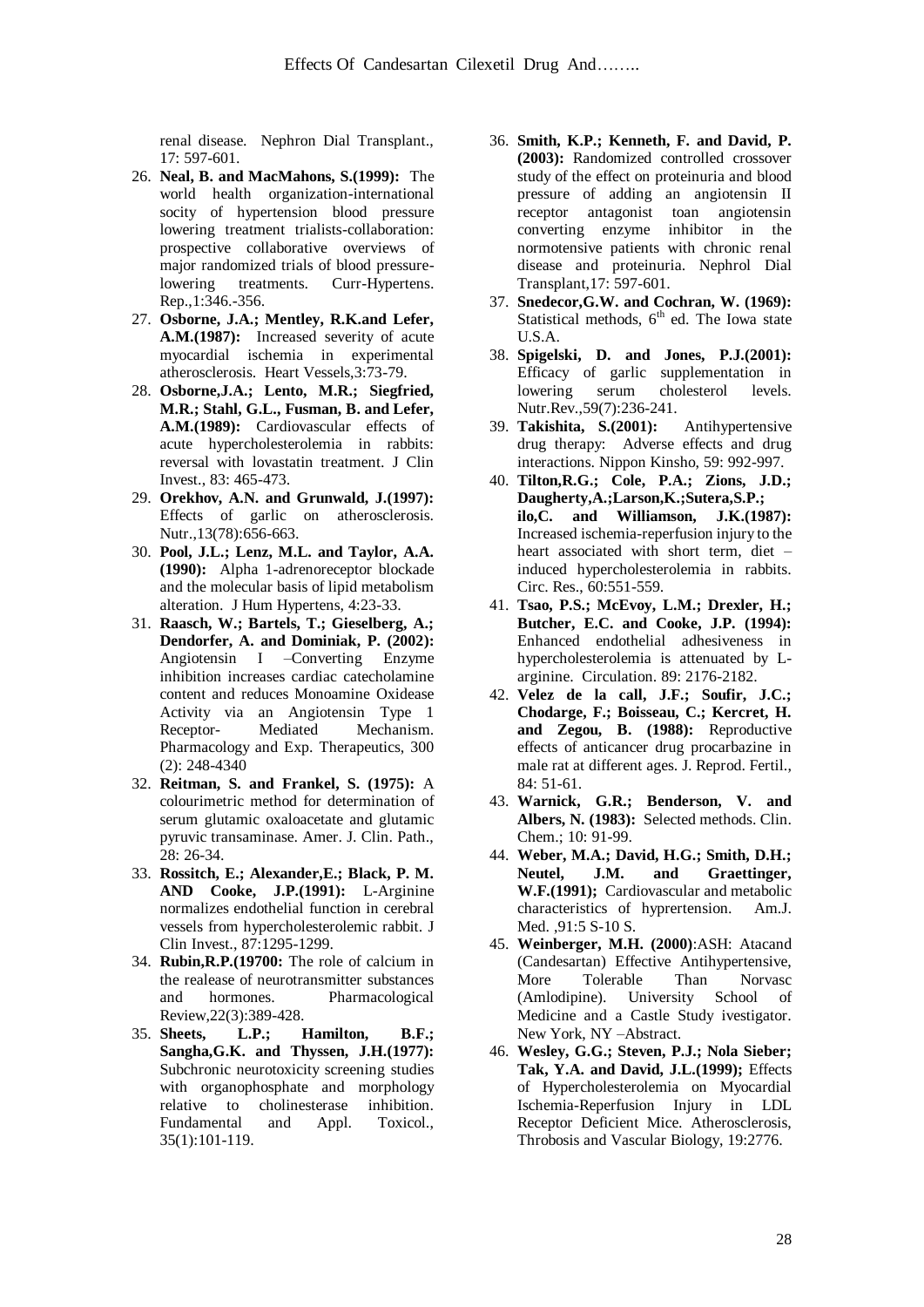renal disease. Nephron Dial Transplant., 17: 597-601.

26. **Neal, B. and MacMahons, S.(1999):** The world health organization-international socity of hypertension blood pressure lowering treatment trialists-collaboration: prospective collaborative overviews of major randomized trials of blood pressure-lowering treatments. Curr-Hypertens. Rep.,1:346.-356.
27. **Osborne, J.A.; Mentley, R.K.and Lefer, A.M.(1987):** Increased severity of acute myocardial ischemia in experimental atherosclerosis. Heart Vessels,3:73-79.
28. **Osborne,J.A.; Lento, M.R.; Siegfried, M.R.; Stahl, G.L., Fusman, B. and Lefer, A.M.(1989):** Cardiovascular effects of acute hypercholesterolemia in rabbits: reversal with lovastatin treatment. J Clin Invest., 83: 465-473.
29. **Orekhov, A.N. and Grunwald, J.(1997):** Effects of garlic on atherosclerosis. Nutr.,13(78):656-663.
30. **Pool, J.L.; Lenz, M.L. and Taylor, A.A. (1990):** Alpha 1-adrenoreceptor blockade and the molecular basis of lipid metabolism alteration. J Hum Hypertens, 4:23-33.
31. **Raasch, W.; Bartels, T.; Gieselberg, A.; Dendorfer, A. and Dominiak, P. (2002):** Angiotensin I –Converting Enzyme inhibition increases cardiac catecholamine content and reduces Monoamine Oxidease Activity via an Angiotensin Type 1 Receptor- Mediated Mechanism. Pharmacology and Exp. Therapeutics, 300 (2): 248-4340
32. **Reitman, S. and Frankel, S. (1975):** A colourimetric method for determination of serum glutamic oxaloacetate and glutamic pyruvic transaminase. Amer. J. Clin. Path., 28: 26-34.
33. **Rossitch, E.; Alexander,E.; Black, P. M. AND Cooke, J.P.(1991):** L-Arginine normalizes endothelial function in cerebral vessels from hypercholesterolemic rabbit. J Clin Invest., 87:1295-1299.
34. **Rubin,R.P.(19700:** The role of calcium in the realease of neurotransmitter substances and hormones. Pharmacological Review,22(3):389-428.
35. **Sheets, L.P.; Hamilton, B.F.; Sangha,G.K. and Thyssen, J.H.(1977):** Subchronic neurotoxicity screening studies with organophosphate and morphology relative to cholinesterase inhibition. Fundamental and Appl. Toxicol., 35(1):101-119.
36. **Smith, K.P.; Kenneth, F. and David, P. (2003):** Randomized controlled crossover study of the effect on proteinuria and blood pressure of adding an angiotensin II receptor antagonist toan angiotensin converting enzyme inhibitor in the normotensive patients with chronic renal disease and proteinuria. Nephrol Dial Transplant,17: 597-601.
37. **Snedecor,G.W. and Cochran, W. (1969):** Statistical methods, 6th ed. The Iowa state U.S.A.
38. **Spigelski, D. and Jones, P.J.(2001):** Efficacy of garlic supplementation in lowering serum cholesterol levels. Nutr.Rev.,59(7):236-241.
39. **Takishita, S.(2001):** Antihypertensive drug therapy: Adverse effects and drug interactions. Nippon Kinsho, 59: 992-997.
40. **Tilton,R.G.; Cole, P.A.; Zions, J.D.; Daugherty,A.;Larson,K.;Sutera,S.P.; ilo,C. and Williamson, J.K.(1987):** Increased ischemia-reperfusion injury to the heart associated with short term, diet – induced hypercholesterolemia in rabbits. Circ. Res., 60:551-559.
41. **Tsao, P.S.; McEvoy, L.M.; Drexler, H.; Butcher, E.C. and Cooke, J.P. (1994):** Enhanced endothelial adhesiveness in hypercholesterolemia is attenuated by L-arginine. Circulation. 89: 2176-2182.
42. **Velez de la call, J.F.; Soufir, J.C.; Chodarge, F.; Boisseau, C.; Kercret, H. and Zegou, B. (1988):** Reproductive effects of anticancer drug procarbazine in male rat at different ages. J. Reprod. Fertil., 84: 51-61.
43. **Warnick, G.R.; Benderson, V. and Albers, N. (1983):** Selected methods. Clin. Chem.; 10: 91-99.
44. **Weber, M.A.; David, H.G.; Smith, D.H.; Neutel, J.M. and Graettinger, W.F.(1991);** Cardiovascular and metabolic characteristics of hyprertension. Am.J. Med. ,91:5 S-10 S.
45. **Weinberger, M.H. (2000)**:ASH: Atacand (Candesartan) Effective Antihypertensive, More Tolerable Than Norvasc (Amlodipine). University School of Medicine and a Castle Study ivestigator. New York, NY –Abstract.
46. **Wesley, G.G.; Steven, P.J.; Nola Sieber; Tak, Y.A. and David, J.L.(1999);** Effects of Hypercholesterolemia on Myocardial Ischemia-Reperfusion Injury in LDL Receptor Deficient Mice. Atherosclerosis, Throbosis and Vascular Biology, 19:2776.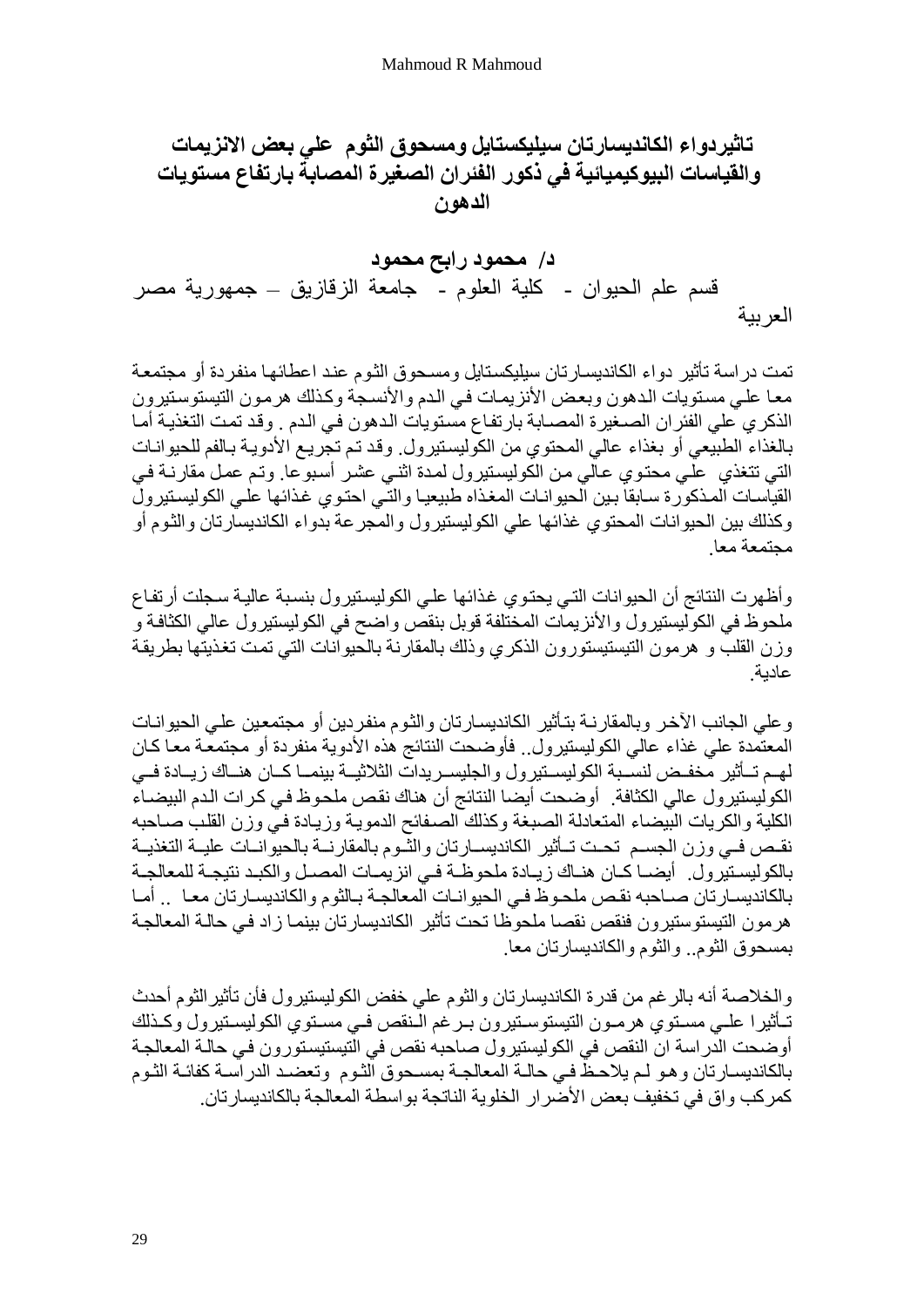# تاثيردواء الكانديسارتان سيليكستايل ومسحوق الثوم علي بعض الانزيمات والقياسات البيوكيميائية في ذكور الفئران الصغيرة المصابة بارتفاع مستويات الدهون

**د/ محمود رابح محمود**

قسم علم الحيوان - كلية العلوم - جامعة الزقازيق – جمهورية مصر العربية

تمت دراسة تأثير دواء الكانديسارتان سيليكستايل ومسحوق الثوم عند اعطائها منفردة أو مجتمعة معا علي مستويات الدهون وبعض الأنزيمات في الدم والأنسجة وكذلك هرمون التيستوستيرون الذكري علي الفئران الصغيرة المصابة بارتفاع مستويات الدهون في الدم . وقد تمت التغذية أما بالغذاء الطبيعي أو بغذاء عالي المحتوي من الكوليستيرول. وقد تم تجريع الأدوية بالفم للحيوانات التي تتغذي علي محتوي عالي من الكوليستيرول لمدة اثني عشر أسبوعا. وتم عمل مقارنة في القياسات المذكورة سابقا بين الحيوانات المغذاه طبيعيا والتي احتوي غذائها علي الكوليستيرول وكذلك بين الحيوانات المحتوي غذائها علي الكوليستيرول والمجرعة بدواء الكانديسارتان والثوم أو مجتمعة معا.

وأظهرت النتائج أن الحيوانات التي يحتوي غذائها علي الكوليستيرول بنسبة عالية سجلت أرتفاع ملحوظ في الكوليستيرول والأنزيمات المختلفة قوبل بنقص واضح في الكوليستيرول عالي الكثافة و وزن القلب و هرمون التيستيستورون الذكري وذلك بالمقارنة بالحيوانات التي تمت تغذيتها بطريقة عادية.

وعلي الجانب الآخر وبالمقارنة بتأثير الكانديسارتان والثوم منفردين أو مجتمعين علي الحيوانات المعتمدة علي غذاء عالي الكوليستيرول.. فأوضحت النتائج هذه الأدوية منفردة أو مجتمعة معا كان لهم تأثير مخفض لنسبة الكوليستيرول والجليسريدات الثلاثية بينما كان هناك زيادة في الكوليستيرول عالي الكثافة. أوضحت أيضا النتائج أن هناك نقص ملحوظ في كرات الدم البيضاء الكلية والكريات البيضاء المتعادلة الصبغة وكذلك الصفائح الدموية وزيادة في وزن القلب صاحبه نقص في وزن الجسم تحت تأثير الكانديسارتان والثوم بالمقارنة بالحيوانات علية التغذية بالكوليستيرول. أيضا كان هناك زيادة ملحوظة في انزيمات المصل والكبد نتيجة للمعالجة بالكانديسارتان صاحبه نقص ملحوظ في الحيوانات المعالجة بالثوم والكانديسارتان معا .. أما هرمون التيستوستيرون فنقص نقصا ملحوظا تحت تأثير الكانديسارتان بينما زاد في حالة المعالجة بمسحوق الثوم.. والثوم والكانديسارتان معا.

والخلاصة أنه بالرغم من قدرة الكانديسارتان والثوم علي خفض الكوليستيرول فأن تأثيرالثوم أحدث تأثيرا علي مستوي هرمون التيستوستيرون برغم النقص في مستوي الكوليستيرول وكذلك أوضحت الدراسة ان النقص في الكوليستيرول صاحبه نقص في التيستيستورون في حالة المعالجة بالكانديسارتان وهو لم يلاحظ في حالة المعالجة بمسحوق الثوم وتعضد الدراسة كفائة الثوم كمركب واق في تخفيف بعض الأضرار الخلوية الناتجة بواسطة المعالجة بالكانديسارتان.